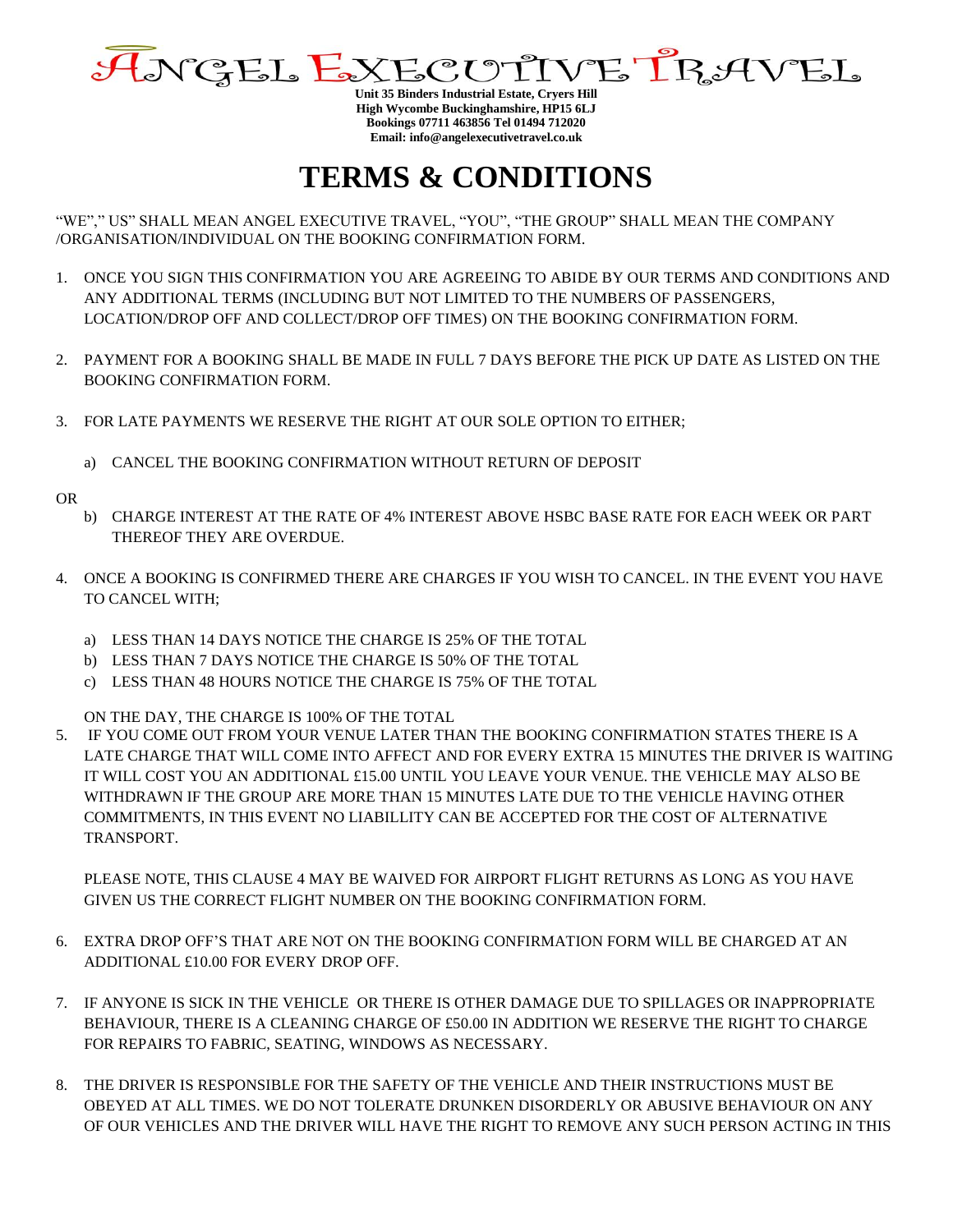# ANGEL EXECUTIVE TRAVEL

**Unit 35 Binders Industrial Estate, Cryers Hill**
**High Wycombe Buckinghamshire, HP15 6LJ**
**Bookings 07711 463856 Tel 01494 712020**
**Email: info@angelexecutivetravel.co.uk**

# TERMS & CONDITIONS

"WE"," US" SHALL MEAN ANGEL EXECUTIVE TRAVEL, "YOU", "THE GROUP" SHALL MEAN THE COMPANY /ORGANISATION/INDIVIDUAL ON THE BOOKING CONFIRMATION FORM.

1. ONCE YOU SIGN THIS CONFIRMATION YOU ARE AGREEING TO ABIDE BY OUR TERMS AND CONDITIONS AND ANY ADDITIONAL TERMS (INCLUDING BUT NOT LIMITED TO THE NUMBERS OF PASSENGERS, LOCATION/DROP OFF AND COLLECT/DROP OFF TIMES) ON THE BOOKING CONFIRMATION FORM.

2. PAYMENT FOR A BOOKING SHALL BE MADE IN FULL 7 DAYS BEFORE THE PICK UP DATE AS LISTED ON THE BOOKING CONFIRMATION FORM.

3. FOR LATE PAYMENTS WE RESERVE THE RIGHT AT OUR SOLE OPTION TO EITHER;

   a) CANCEL THE BOOKING CONFIRMATION WITHOUT RETURN OF DEPOSIT

OR

   b) CHARGE INTEREST AT THE RATE OF 4% INTEREST ABOVE HSBC BASE RATE FOR EACH WEEK OR PART THEREOF THEY ARE OVERDUE.

4. ONCE A BOOKING IS CONFIRMED THERE ARE CHARGES IF YOU WISH TO CANCEL. IN THE EVENT YOU HAVE TO CANCEL WITH;

   a) LESS THAN 14 DAYS NOTICE THE CHARGE IS 25% OF THE TOTAL
   b) LESS THAN 7 DAYS NOTICE THE CHARGE IS 50% OF THE TOTAL
   c) LESS THAN 48 HOURS NOTICE THE CHARGE IS 75% OF THE TOTAL

   ON THE DAY, THE CHARGE IS 100% OF THE TOTAL

5. IF YOU COME OUT FROM YOUR VENUE LATER THAN THE BOOKING CONFIRMATION STATES THERE IS A LATE CHARGE THAT WILL COME INTO AFFECT AND FOR EVERY EXTRA 15 MINUTES THE DRIVER IS WAITING IT WILL COST YOU AN ADDITIONAL £15.00 UNTIL YOU LEAVE YOUR VENUE. THE VEHICLE MAY ALSO BE WITHDRAWN IF THE GROUP ARE MORE THAN 15 MINUTES LATE DUE TO THE VEHICLE HAVING OTHER COMMITMENTS, IN THIS EVENT NO LIABILLITY CAN BE ACCEPTED FOR THE COST OF ALTERNATIVE TRANSPORT.

   PLEASE NOTE, THIS CLAUSE 4 MAY BE WAIVED FOR AIRPORT FLIGHT RETURNS AS LONG AS YOU HAVE GIVEN US THE CORRECT FLIGHT NUMBER ON THE BOOKING CONFIRMATION FORM.

6. EXTRA DROP OFF'S THAT ARE NOT ON THE BOOKING CONFIRMATION FORM WILL BE CHARGED AT AN ADDITIONAL £10.00 FOR EVERY DROP OFF.

7. IF ANYONE IS SICK IN THE VEHICLE OR THERE IS OTHER DAMAGE DUE TO SPILLAGES OR INAPPROPRIATE BEHAVIOUR, THERE IS A CLEANING CHARGE OF £50.00 IN ADDITION WE RESERVE THE RIGHT TO CHARGE FOR REPAIRS TO FABRIC, SEATING, WINDOWS AS NECESSARY.

8. THE DRIVER IS RESPONSIBLE FOR THE SAFETY OF THE VEHICLE AND THEIR INSTRUCTIONS MUST BE OBEYED AT ALL TIMES. WE DO NOT TOLERATE DRUNKEN DISORDERLY OR ABUSIVE BEHAVIOUR ON ANY OF OUR VEHICLES AND THE DRIVER WILL HAVE THE RIGHT TO REMOVE ANY SUCH PERSON ACTING IN THIS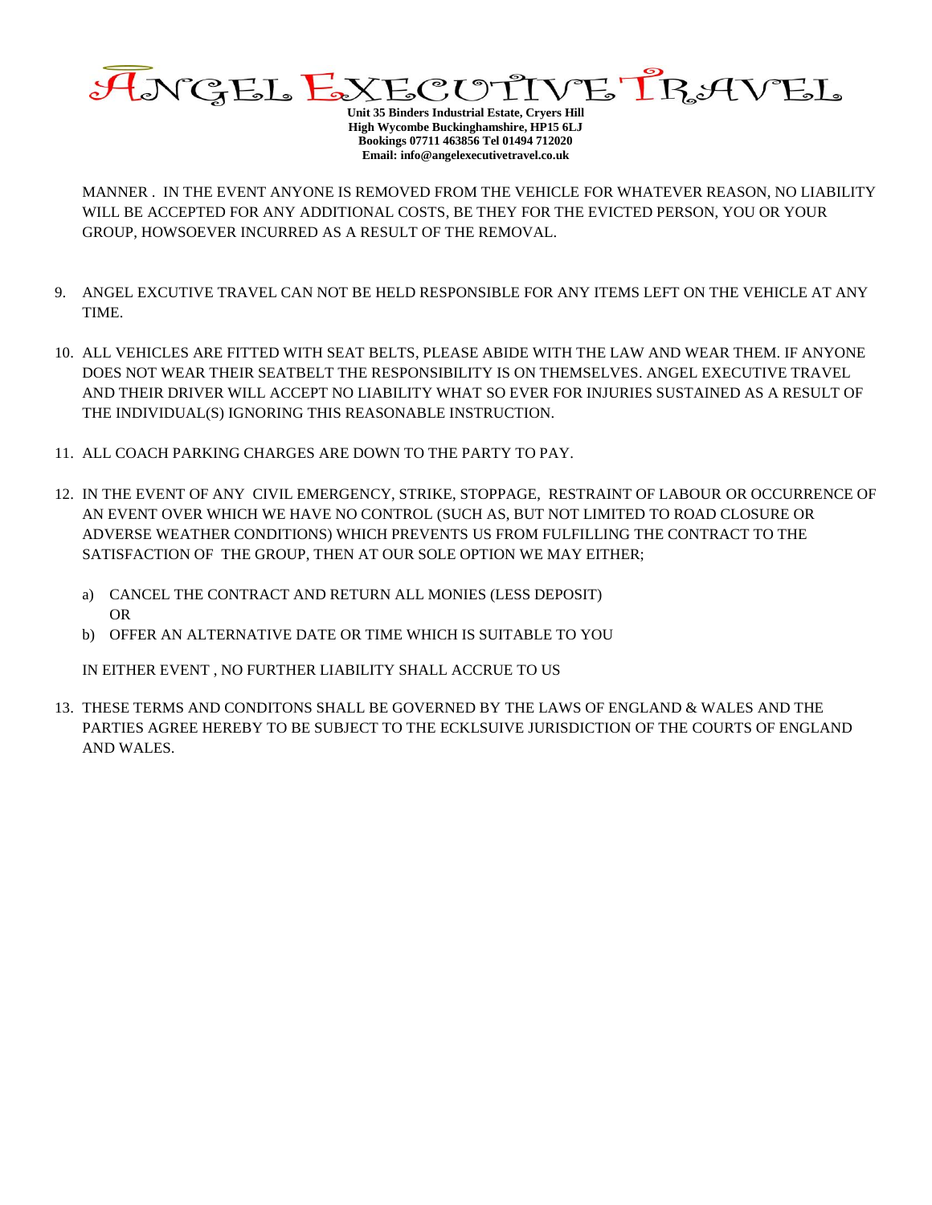# ANGEL EXECUTIVE TRAVEL

**Unit 35 Binders Industrial Estate, Cryers Hill**
**High Wycombe Buckinghamshire, HP15 6LJ**
**Bookings 07711 463856 Tel 01494 712020**
**Email: info@angelexecutivetravel.co.uk**

MANNER . IN THE EVENT ANYONE IS REMOVED FROM THE VEHICLE FOR WHATEVER REASON, NO LIABILITY WILL BE ACCEPTED FOR ANY ADDITIONAL COSTS, BE THEY FOR THE EVICTED PERSON, YOU OR YOUR GROUP, HOWSOEVER INCURRED AS A RESULT OF THE REMOVAL.

9. ANGEL EXCUTIVE TRAVEL CAN NOT BE HELD RESPONSIBLE FOR ANY ITEMS LEFT ON THE VEHICLE AT ANY TIME.

10. ALL VEHICLES ARE FITTED WITH SEAT BELTS, PLEASE ABIDE WITH THE LAW AND WEAR THEM. IF ANYONE DOES NOT WEAR THEIR SEATBELT THE RESPONSIBILITY IS ON THEMSELVES. ANGEL EXECUTIVE TRAVEL AND THEIR DRIVER WILL ACCEPT NO LIABILITY WHAT SO EVER FOR INJURIES SUSTAINED AS A RESULT OF THE INDIVIDUAL(S) IGNORING THIS REASONABLE INSTRUCTION.

11. ALL COACH PARKING CHARGES ARE DOWN TO THE PARTY TO PAY.

12. IN THE EVENT OF ANY CIVIL EMERGENCY, STRIKE, STOPPAGE, RESTRAINT OF LABOUR OR OCCURRENCE OF AN EVENT OVER WHICH WE HAVE NO CONTROL (SUCH AS, BUT NOT LIMITED TO ROAD CLOSURE OR ADVERSE WEATHER CONDITIONS) WHICH PREVENTS US FROM FULFILLING THE CONTRACT TO THE SATISFACTION OF THE GROUP, THEN AT OUR SOLE OPTION WE MAY EITHER;

    a) CANCEL THE CONTRACT AND RETURN ALL MONIES (LESS DEPOSIT)
       OR
    b) OFFER AN ALTERNATIVE DATE OR TIME WHICH IS SUITABLE TO YOU

    IN EITHER EVENT , NO FURTHER LIABILITY SHALL ACCRUE TO US

13. THESE TERMS AND CONDITONS SHALL BE GOVERNED BY THE LAWS OF ENGLAND & WALES AND THE PARTIES AGREE HEREBY TO BE SUBJECT TO THE ECKLSUIVE JURISDICTION OF THE COURTS OF ENGLAND AND WALES.